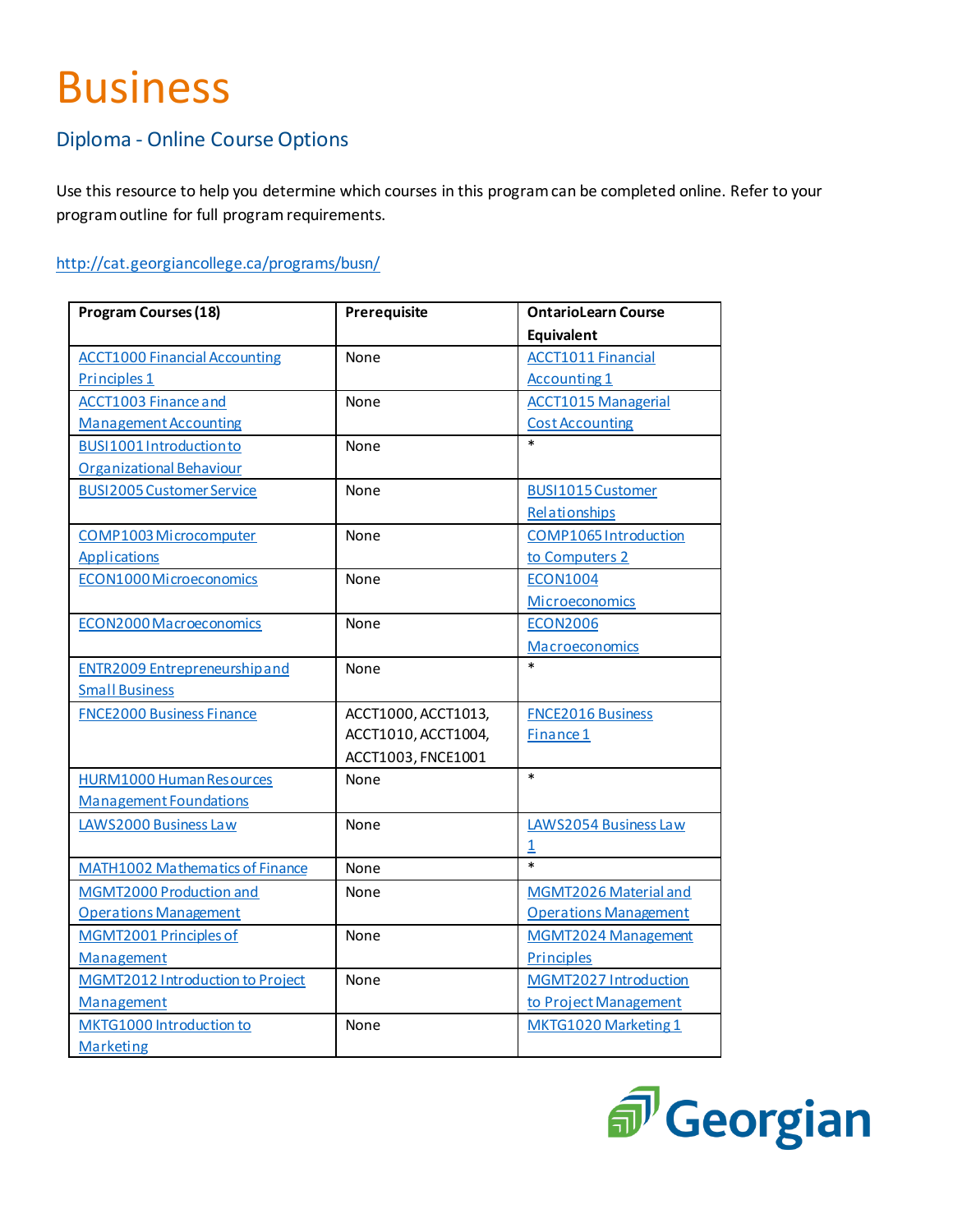# Business

## Diploma - Online Course Options

Use this resource to help you determine which courses in this program can be completed online. Refer to your program outline for full program requirements.

http://cat.georgiancollege.ca/programs/busn/

| Program Courses (18) | Prerequisite | OntarioLearn Course Equivalent |
|---|---|---|
| ACCT1000 Financial Accounting Principles 1 | None | ACCT1011 Financial Accounting 1 |
| ACCT1003 Finance and Management Accounting | None | ACCT1015 Managerial Cost Accounting |
| BUSI1001 Introduction to Organizational Behaviour | None | * |
| BUSI2005 Customer Service | None | BUSI1015 Customer Relationships |
| COMP1003 Microcomputer Applications | None | COMP1065 Introduction to Computers 2 |
| ECON1000 Microeconomics | None | ECON1004 Microeconomics |
| ECON2000 Macroeconomics | None | ECON2006 Macroeconomics |
| ENTR2009 Entrepreneurship and Small Business | None | * |
| FNCE2000 Business Finance | ACCT1000, ACCT1013, ACCT1010, ACCT1004, ACCT1003, FNCE1001 | FNCE2016 Business Finance 1 |
| HURM1000 Human Resources Management Foundations | None | * |
| LAWS2000 Business Law | None | LAWS2054 Business Law 1 |
| MATH1002 Mathematics of Finance | None | * |
| MGMT2000 Production and Operations Management | None | MGMT2026 Material and Operations Management |
| MGMT2001 Principles of Management | None | MGMT2024 Management Principles |
| MGMT2012 Introduction to Project Management | None | MGMT2027 Introduction to Project Management |
| MKTG1000 Introduction to Marketing | None | MKTG1020 Marketing 1 |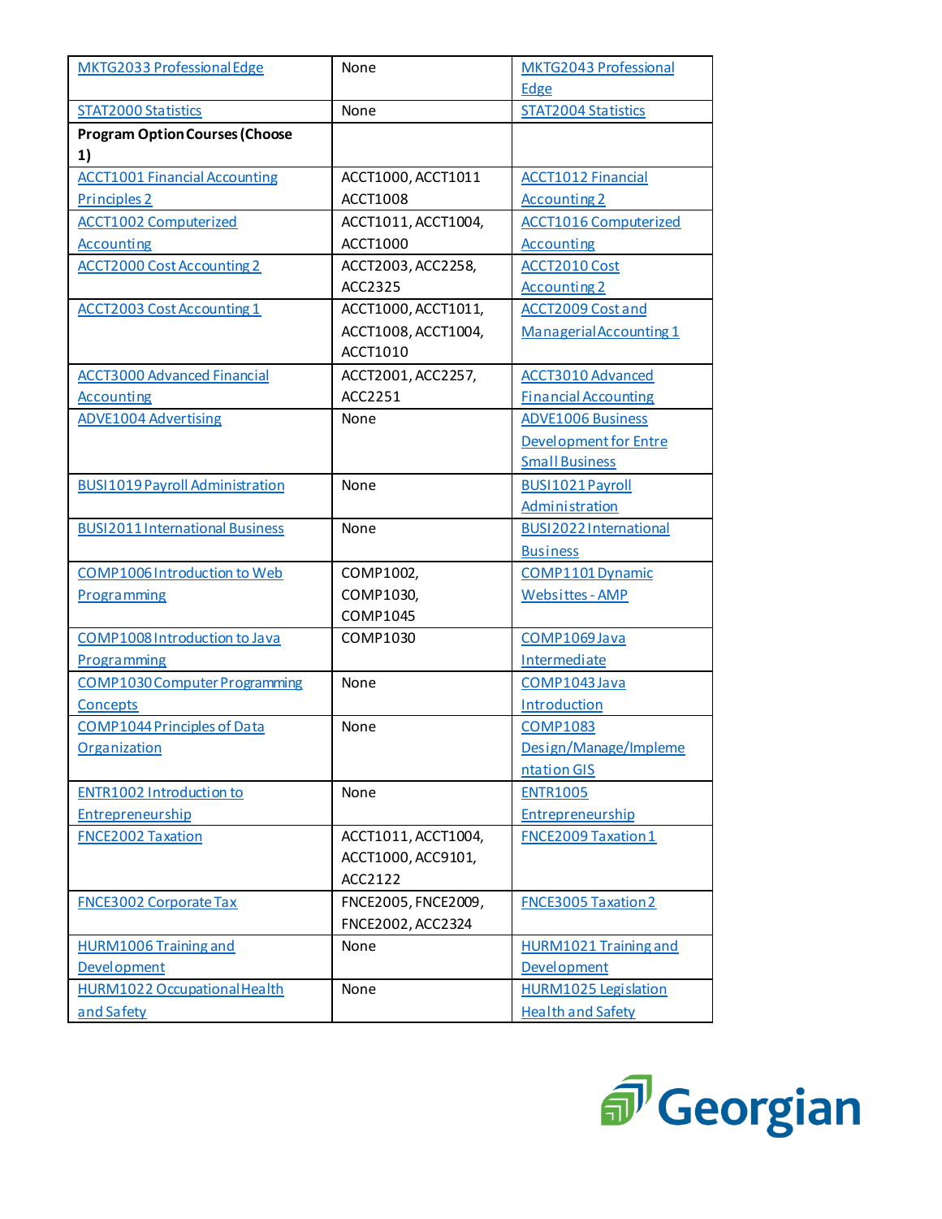| MKTG2033 Professional Edge | None | MKTG2043 Professional Edge |
|---|---|---|
| STAT2000 Statistics | None | STAT2004 Statistics |
| **Program Option Courses (Choose 1)** | | |
| ACCT1001 Financial Accounting Principles 2 | ACCT1000, ACCT1011 ACCT1008 | ACCT1012 Financial Accounting 2 |
| ACCT1002 Computerized Accounting | ACCT1011, ACCT1004, ACCT1000 | ACCT1016 Computerized Accounting |
| ACCT2000 Cost Accounting 2 | ACCT2003, ACC2258, ACC2325 | ACCT2010 Cost Accounting 2 |
| ACCT2003 Cost Accounting 1 | ACCT1000, ACCT1011, ACCT1008, ACCT1004, ACCT1010 | ACCT2009 Cost and Managerial Accounting 1 |
| ACCT3000 Advanced Financial Accounting | ACCT2001, ACC2257, ACC2251 | ACCT3010 Advanced Financial Accounting |
| ADVE1004 Advertising | None | ADVE1006 Business Development for Entre Small Business |
| BUSI1019 Payroll Administration | None | BUSI1021 Payroll Administration |
| BUSI2011 International Business | None | BUSI2022 International Business |
| COMP1006 Introduction to Web Programming | COMP1002, COMP1030, COMP1045 | COMP1101 Dynamic Websittes - AMP |
| COMP1008 Introduction to Java Programming | COMP1030 | COMP1069 Java Intermediate |
| COMP1030 Computer Programming Concepts | None | COMP1043 Java Introduction |
| COMP1044 Principles of Data Organization | None | COMP1083 Design/Manage/Implementation GIS |
| ENTR1002 Introduction to Entrepreneurship | None | ENTR1005 Entrepreneurship |
| FNCE2002 Taxation | ACCT1011, ACCT1004, ACCT1000, ACC9101, ACC2122 | FNCE2009 Taxation 1 |
| FNCE3002 Corporate Tax | FNCE2005, FNCE2009, FNCE2002, ACC2324 | FNCE3005 Taxation 2 |
| HURM1006 Training and Development | None | HURM1021 Training and Development |
| HURM1022 Occupational Health and Safety | None | HURM1025 Legislation Health and Safety |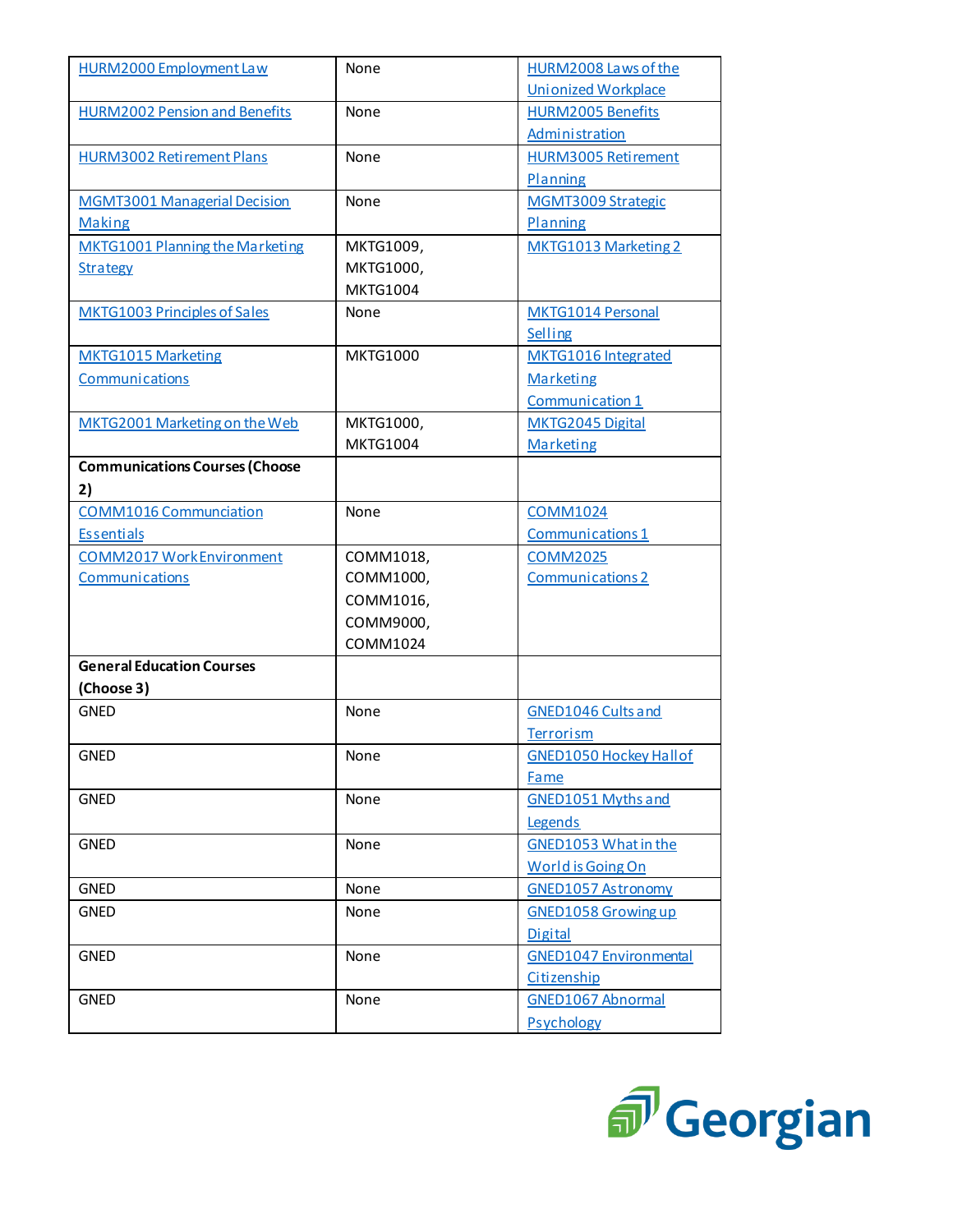| HURM2000 Employment Law | None | HURM2008 Laws of the Unionized Workplace |
|---|---|---|
| HURM2002 Pension and Benefits | None | HURM2005 Benefits Administration |
| HURM3002 Retirement Plans | None | HURM3005 Retirement Planning |
| MGMT3001 Managerial Decision Making | None | MGMT3009 Strategic Planning |
| MKTG1001 Planning the Marketing Strategy | MKTG1009, MKTG1000, MKTG1004 | MKTG1013 Marketing 2 |
| MKTG1003 Principles of Sales | None | MKTG1014 Personal Selling |
| MKTG1015 Marketing Communications | MKTG1000 | MKTG1016 Integrated Marketing Communication 1 |
| MKTG2001 Marketing on the Web | MKTG1000, MKTG1004 | MKTG2045 Digital Marketing |
| **Communications Courses (Choose 2)** | | |
| COMM1016 Communciation Essentials | None | COMM1024 Communications 1 |
| COMM2017 Work Environment Communications | COMM1018, COMM1000, COMM1016, COMM9000, COMM1024 | COMM2025 Communications 2 |
| **General Education Courses (Choose 3)** | | |
| GNED | None | GNED1046 Cults and Terrorism |
| GNED | None | GNED1050 Hockey Hall of Fame |
| GNED | None | GNED1051 Myths and Legends |
| GNED | None | GNED1053 What in the World is Going On |
| GNED | None | GNED1057 Astronomy |
| GNED | None | GNED1058 Growing up Digital |
| GNED | None | GNED1047 Environmental Citizenship |
| GNED | None | GNED1067 Abnormal Psychology |

Georgian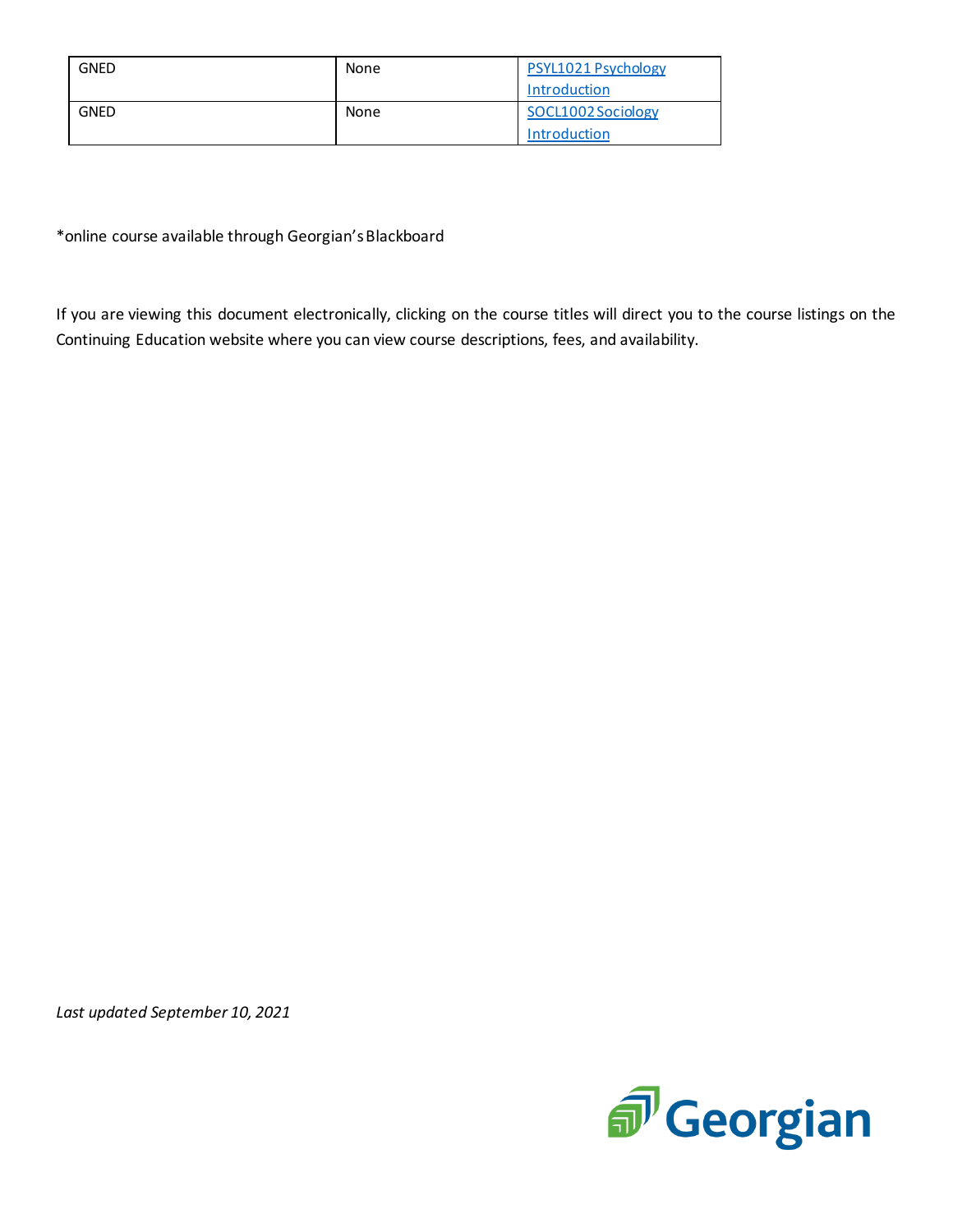| | | |
|---|---|---|
| GNED | None | PSYL1021 Psychology Introduction |
| GNED | None | SOCL1002 Sociology Introduction |

*online course available through Georgian's Blackboard

If you are viewing this document electronically, clicking on the course titles will direct you to the course listings on the Continuing Education website where you can view course descriptions, fees, and availability.

*Last updated September 10, 2021*

Georgian